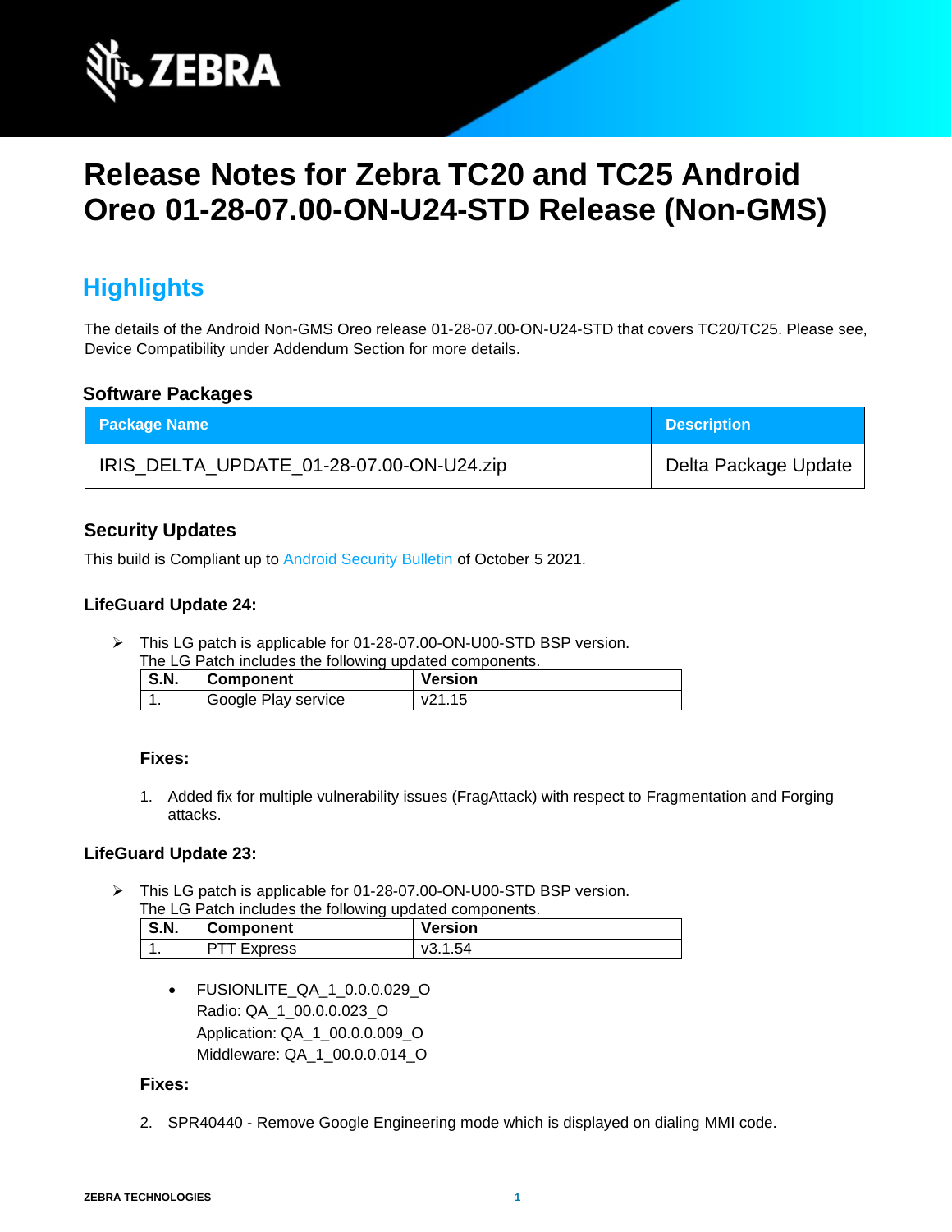# Release Notes for Zebra TC20 and TC25 Android Oreo 01-28-07.00-ON-U24-STD Release (Non-GMS)

## Highlights

The details of the Android Non-GMS Oreo release 01-28-07.00-ON-U24-STD that covers TC20/TC25. Please see, Device Compatibility under Addendum Section for more details.

### Software Packages

| Package Name | Description |
|---|---|
| IRIS_DELTA_UPDATE_01-28-07.00-ON-U24.zip | Delta Package Update |

### Security Updates

This build is Compliant up to Android Security Bulletin of October 5 2021.

### LifeGuard Update 24:

- This LG patch is applicable for 01-28-07.00-ON-U00-STD BSP version. The LG Patch includes the following updated components.

| S.N. | Component | Version |
|---|---|---|
| 1. | Google Play service | v21.15 |

**Fixes:**

1. Added fix for multiple vulnerability issues (FragAttack) with respect to Fragmentation and Forging attacks.

### LifeGuard Update 23:

- This LG patch is applicable for 01-28-07.00-ON-U00-STD BSP version. The LG Patch includes the following updated components.

| S.N. | Component | Version |
|---|---|---|
| 1. | PTT Express | v3.1.54 |

- FUSIONLITE_QA_1_0.0.0.029_O
  Radio: QA_1_00.0.0.023_O
  Application: QA_1_00.0.0.009_O
  Middleware: QA_1_00.0.0.014_O

**Fixes:**

2. SPR40440 - Remove Google Engineering mode which is displayed on dialing MMI code.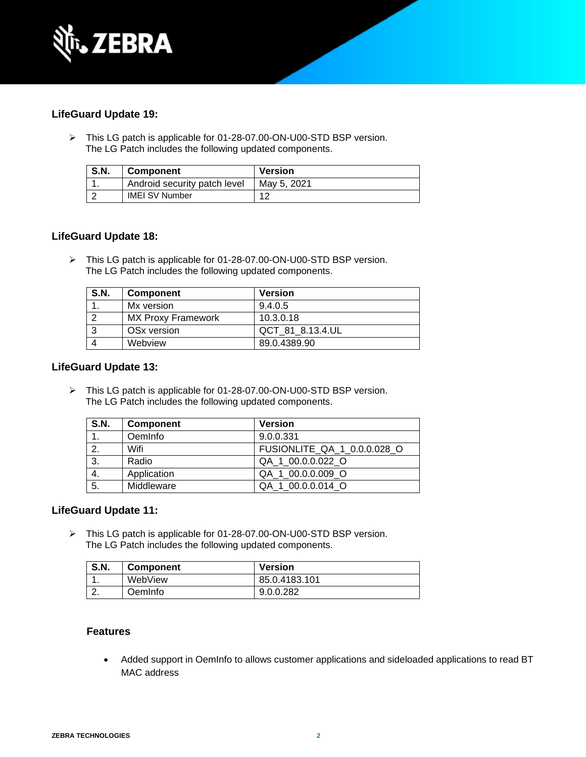### LifeGuard Update 19:

- This LG patch is applicable for 01-28-07.00-ON-U00-STD BSP version.
  The LG Patch includes the following updated components.

| S.N. | Component | Version |
|---|---|---|
| 1. | Android security patch level | May 5, 2021 |
| 2 | IMEI SV Number | 12 |

### LifeGuard Update 18:

- This LG patch is applicable for 01-28-07.00-ON-U00-STD BSP version.
  The LG Patch includes the following updated components.

| S.N. | Component | Version |
|---|---|---|
| 1. | Mx version | 9.4.0.5 |
| 2 | MX Proxy Framework | 10.3.0.18 |
| 3 | OSx version | QCT_81_8.13.4.UL |
| 4 | Webview | 89.0.4389.90 |

### LifeGuard Update 13:

- This LG patch is applicable for 01-28-07.00-ON-U00-STD BSP version.
  The LG Patch includes the following updated components.

| S.N. | Component | Version |
|---|---|---|
| 1. | OemInfo | 9.0.0.331 |
| 2. | Wifi | FUSIONLITE_QA_1_0.0.0.028_O |
| 3. | Radio | QA_1_00.0.0.022_O |
| 4. | Application | QA_1_00.0.0.009_O |
| 5. | Middleware | QA_1_00.0.0.014_O |

### LifeGuard Update 11:

- This LG patch is applicable for 01-28-07.00-ON-U00-STD BSP version.
  The LG Patch includes the following updated components.

| S.N. | Component | Version |
|---|---|---|
| 1. | WebView | 85.0.4183.101 |
| 2. | OemInfo | 9.0.0.282 |

#### Features

- Added support in OemInfo to allows customer applications and sideloaded applications to read BT MAC address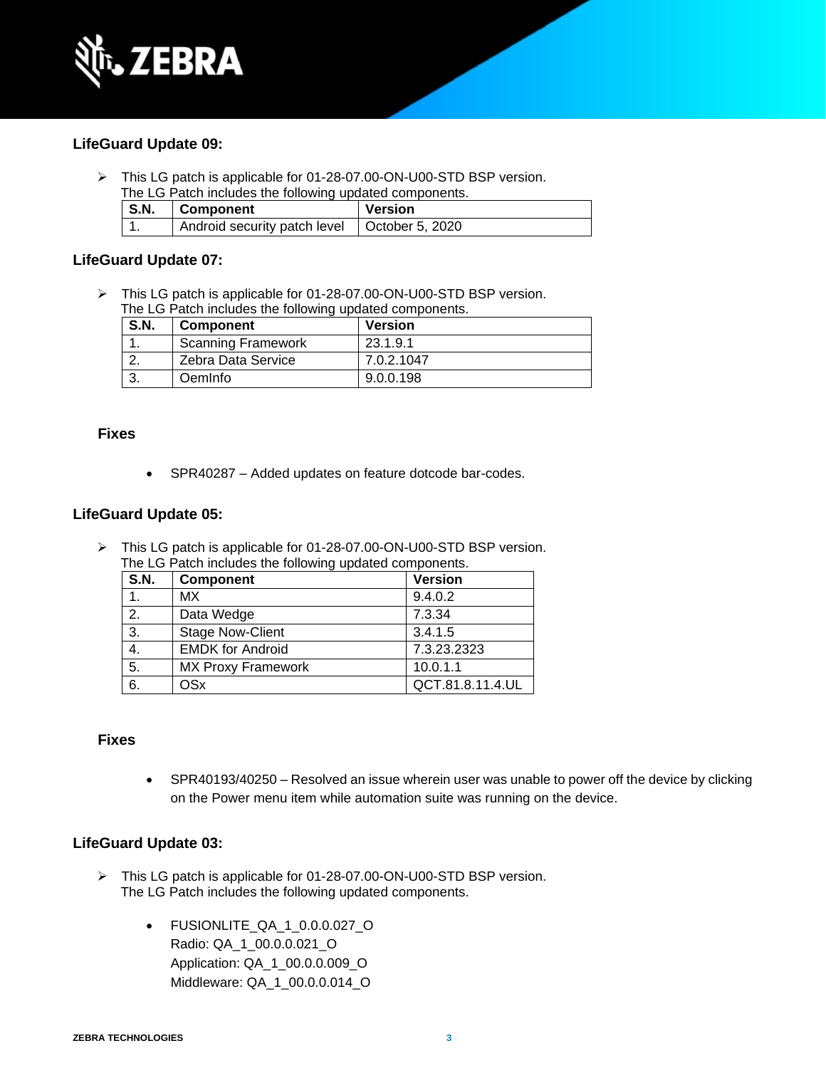### LifeGuard Update 09:

- This LG patch is applicable for 01-28-07.00-ON-U00-STD BSP version.
  The LG Patch includes the following updated components.

| S.N. | Component | Version |
|---|---|---|
| 1. | Android security patch level | October 5, 2020 |

### LifeGuard Update 07:

- This LG patch is applicable for 01-28-07.00-ON-U00-STD BSP version.
  The LG Patch includes the following updated components.

| S.N. | Component | Version |
|---|---|---|
| 1. | Scanning Framework | 23.1.9.1 |
| 2. | Zebra Data Service | 7.0.2.1047 |
| 3. | OemInfo | 9.0.0.198 |

#### Fixes

- SPR40287 – Added updates on feature dotcode bar-codes.

### LifeGuard Update 05:

- This LG patch is applicable for 01-28-07.00-ON-U00-STD BSP version.
  The LG Patch includes the following updated components.

| S.N. | Component | Version |
|---|---|---|
| 1. | MX | 9.4.0.2 |
| 2. | Data Wedge | 7.3.34 |
| 3. | Stage Now-Client | 3.4.1.5 |
| 4. | EMDK for Android | 7.3.23.2323 |
| 5. | MX Proxy Framework | 10.0.1.1 |
| 6. | OSx | QCT.81.8.11.4.UL |

#### Fixes

- SPR40193/40250 – Resolved an issue wherein user was unable to power off the device by clicking on the Power menu item while automation suite was running on the device.

### LifeGuard Update 03:

- This LG patch is applicable for 01-28-07.00-ON-U00-STD BSP version.
  The LG Patch includes the following updated components.

  - FUSIONLITE_QA_1_0.0.0.027_O
    Radio: QA_1_00.0.0.021_O
    Application: QA_1_00.0.0.009_O
    Middleware: QA_1_00.0.0.014_O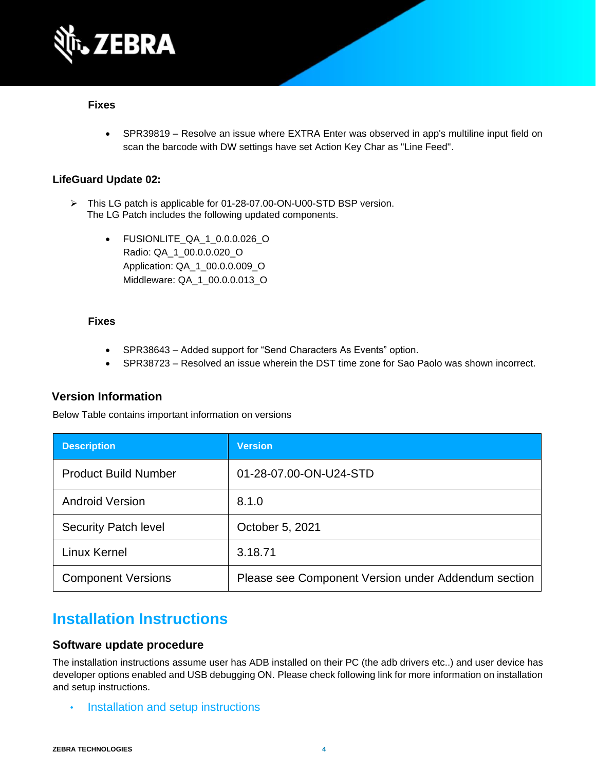**Fixes**

- SPR39819 – Resolve an issue where EXTRA Enter was observed in app's multiline input field on scan the barcode with DW settings have set Action Key Char as "Line Feed".

**LifeGuard Update 02:**

- This LG patch is applicable for 01-28-07.00-ON-U00-STD BSP version.
  The LG Patch includes the following updated components.

  - FUSIONLITE_QA_1_0.0.0.026_O
    Radio: QA_1_00.0.0.020_O
    Application: QA_1_00.0.0.009_O
    Middleware: QA_1_00.0.0.013_O

**Fixes**

- SPR38643 – Added support for "Send Characters As Events" option.
- SPR38723 – Resolved an issue wherein the DST time zone for Sao Paolo was shown incorrect.

### Version Information

Below Table contains important information on versions

| Description | Version |
|---|---|
| Product Build Number | 01-28-07.00-ON-U24-STD |
| Android Version | 8.1.0 |
| Security Patch level | October 5, 2021 |
| Linux Kernel | 3.18.71 |
| Component Versions | Please see Component Version under Addendum section |

## Installation Instructions

### Software update procedure

The installation instructions assume user has ADB installed on their PC (the adb drivers etc..) and user device has developer options enabled and USB debugging ON. Please check following link for more information on installation and setup instructions.

- Installation and setup instructions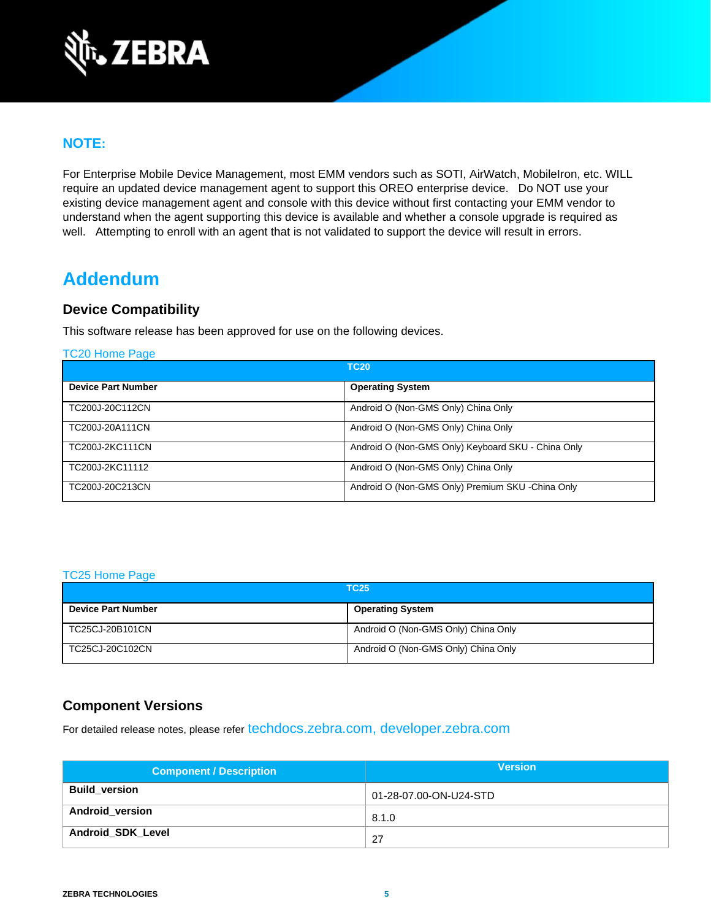## NOTE:

For Enterprise Mobile Device Management, most EMM vendors such as SOTI, AirWatch, MobileIron, etc. WILL require an updated device management agent to support this OREO enterprise device. Do NOT use your existing device management agent and console with this device without first contacting your EMM vendor to understand when the agent supporting this device is available and whether a console upgrade is required as well. Attempting to enroll with an agent that is not validated to support the device will result in errors.

# Addendum

### Device Compatibility

This software release has been approved for use on the following devices.

TC20 Home Page

| TC20 | |
|---|---|
| **Device Part Number** | **Operating System** |
| TC200J-20C112CN | Android O (Non-GMS Only) China Only |
| TC200J-20A111CN | Android O (Non-GMS Only) China Only |
| TC200J-2KC111CN | Android O (Non-GMS Only) Keyboard SKU - China Only |
| TC200J-2KC11112 | Android O (Non-GMS Only) China Only |
| TC200J-20C213CN | Android O (Non-GMS Only) Premium SKU -China Only |

TC25 Home Page

| TC25 | |
|---|---|
| **Device Part Number** | **Operating System** |
| TC25CJ-20B101CN | Android O (Non-GMS Only) China Only |
| TC25CJ-20C102CN | Android O (Non-GMS Only) China Only |

### Component Versions

For detailed release notes, please refer techdocs.zebra.com, developer.zebra.com

| Component / Description | Version |
|---|---|
| **Build_version** | 01-28-07.00-ON-U24-STD |
| **Android_version** | 8.1.0 |
| **Android_SDK_Level** | 27 |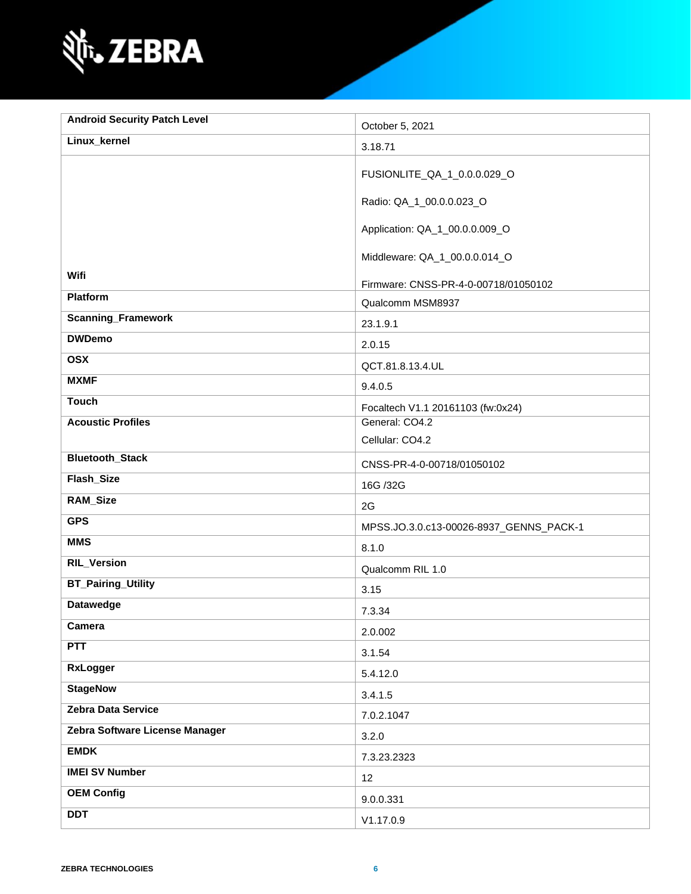| Android Security Patch Level | October 5, 2021 |
|---|---|
| Linux_kernel | 3.18.71 |
| Wifi | FUSIONLITE_QA_1_0.0.0.029_O<br><br>Radio: QA_1_00.0.0.023_O<br><br>Application: QA_1_00.0.0.009_O<br><br>Middleware: QA_1_00.0.0.014_O<br><br>Firmware: CNSS-PR-4-0-00718/01050102 |
| Platform | Qualcomm MSM8937 |
| Scanning_Framework | 23.1.9.1 |
| DWDemo | 2.0.15 |
| OSX | QCT.81.8.13.4.UL |
| MXMF | 9.4.0.5 |
| Touch | Focaltech V1.1 20161103 (fw:0x24) |
| Acoustic Profiles | General: CO4.2<br><br>Cellular: CO4.2 |
| Bluetooth_Stack | CNSS-PR-4-0-00718/01050102 |
| Flash_Size | 16G /32G |
| RAM_Size | 2G |
| GPS | MPSS.JO.3.0.c13-00026-8937_GENNS_PACK-1 |
| MMS | 8.1.0 |
| RIL_Version | Qualcomm RIL 1.0 |
| BT_Pairing_Utility | 3.15 |
| Datawedge | 7.3.34 |
| Camera | 2.0.002 |
| PTT | 3.1.54 |
| RxLogger | 5.4.12.0 |
| StageNow | 3.4.1.5 |
| Zebra Data Service | 7.0.2.1047 |
| Zebra Software License Manager | 3.2.0 |
| EMDK | 7.3.23.2323 |
| IMEI SV Number | 12 |
| OEM Config | 9.0.0.331 |
| DDT | V1.17.0.9 |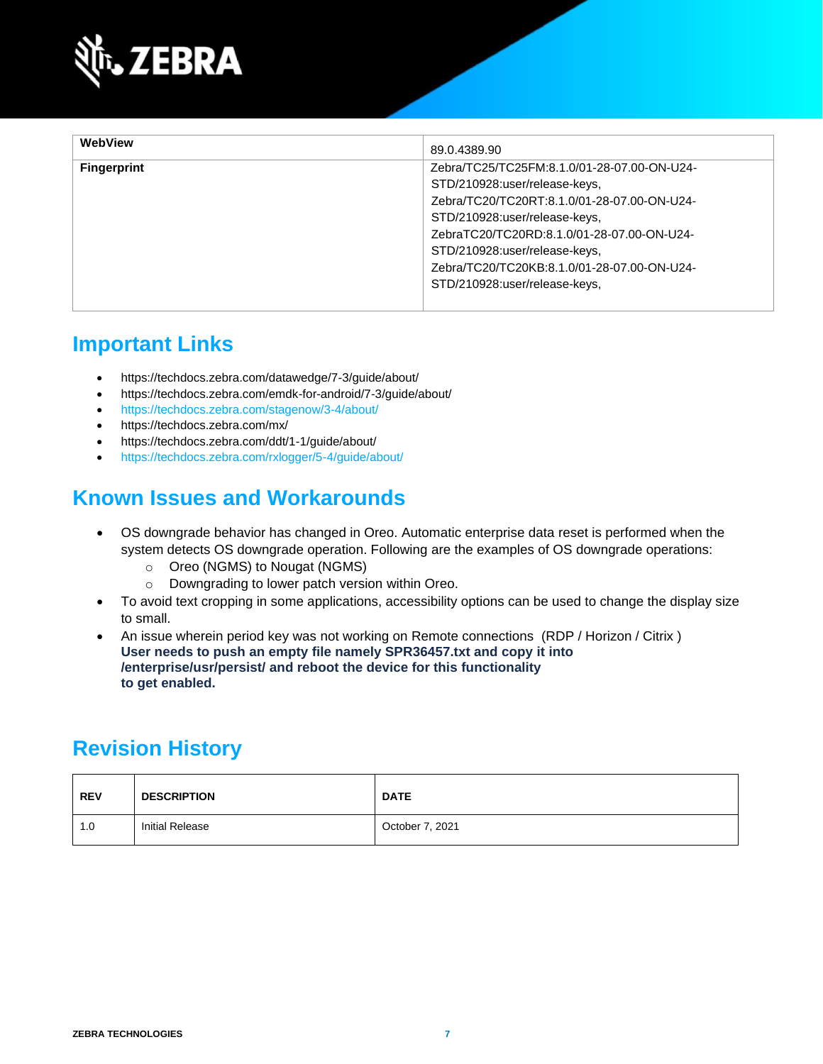| | |
|---|---|
| **WebView** | 89.0.4389.90 |
| **Fingerprint** | Zebra/TC25/TC25FM:8.1.0/01-28-07.00-ON-U24-STD/210928:user/release-keys, Zebra/TC20/TC20RT:8.1.0/01-28-07.00-ON-U24-STD/210928:user/release-keys, ZebraTC20/TC20RD:8.1.0/01-28-07.00-ON-U24-STD/210928:user/release-keys, Zebra/TC20/TC20KB:8.1.0/01-28-07.00-ON-U24-STD/210928:user/release-keys, |

## Important Links

- https://techdocs.zebra.com/datawedge/7-3/guide/about/
- https://techdocs.zebra.com/emdk-for-android/7-3/guide/about/
- https://techdocs.zebra.com/stagenow/3-4/about/
- https://techdocs.zebra.com/mx/
- https://techdocs.zebra.com/ddt/1-1/guide/about/
- https://techdocs.zebra.com/rxlogger/5-4/guide/about/

## Known Issues and Workarounds

- OS downgrade behavior has changed in Oreo. Automatic enterprise data reset is performed when the system detects OS downgrade operation. Following are the examples of OS downgrade operations:
  - Oreo (NGMS) to Nougat (NGMS)
  - Downgrading to lower patch version within Oreo.
- To avoid text cropping in some applications, accessibility options can be used to change the display size to small.
- An issue wherein period key was not working on Remote connections (RDP / Horizon / Citrix )
  **User needs to push an empty file namely SPR36457.txt and copy it into /enterprise/usr/persist/ and reboot the device for this functionality to get enabled.**

## Revision History

| REV | DESCRIPTION | DATE |
|---|---|---|
| 1.0 | Initial Release | October 7, 2021 |